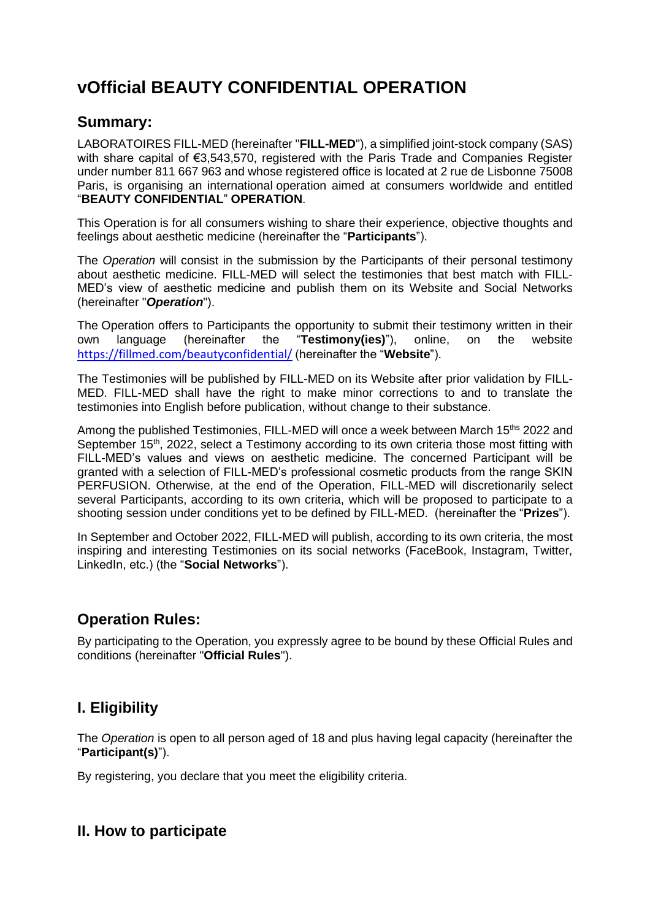# vOfficial BEAUTY CONFIDENTIAL OPERATION

## Summary:

LABORATOIRES FILL-MED (hereinafter "**FILL-MED**"), a simplified joint-stock company (SAS) with share capital of €3,543,570, registered with the Paris Trade and Companies Register under number 811 667 963 and whose registered office is located at 2 rue de Lisbonne 75008 Paris, is organising an international operation aimed at consumers worldwide and entitled "**BEAUTY CONFIDENTIAL**" **OPERATION**.

This Operation is for all consumers wishing to share their experience, objective thoughts and feelings about aesthetic medicine (hereinafter the "**Participants**").

The *Operation* will consist in the submission by the Participants of their personal testimony about aesthetic medicine. FILL-MED will select the testimonies that best match with FILL-MED's view of aesthetic medicine and publish them on its Website and Social Networks (hereinafter "***Operation***").

The Operation offers to Participants the opportunity to submit their testimony written in their own language (hereinafter the "**Testimony(ies)**"), online, on the website https://fillmed.com/beautyconfidential/ (hereinafter the "**Website**").

The Testimonies will be published by FILL-MED on its Website after prior validation by FILL-MED. FILL-MED shall have the right to make minor corrections to and to translate the testimonies into English before publication, without change to their substance.

Among the published Testimonies, FILL-MED will once a week between March 15ths 2022 and September 15th, 2022, select a Testimony according to its own criteria those most fitting with FILL-MED's values and views on aesthetic medicine. The concerned Participant will be granted with a selection of FILL-MED's professional cosmetic products from the range SKIN PERFUSION. Otherwise, at the end of the Operation, FILL-MED will discretionarily select several Participants, according to its own criteria, which will be proposed to participate to a shooting session under conditions yet to be defined by FILL-MED. (hereinafter the "**Prizes**").

In September and October 2022, FILL-MED will publish, according to its own criteria, the most inspiring and interesting Testimonies on its social networks (FaceBook, Instagram, Twitter, LinkedIn, etc.) (the "**Social Networks**").

## Operation Rules:

By participating to the Operation, you expressly agree to be bound by these Official Rules and conditions (hereinafter "**Official Rules**").

## I. Eligibility

The *Operation* is open to all person aged of 18 and plus having legal capacity (hereinafter the "**Participant(s)**").

By registering, you declare that you meet the eligibility criteria.

## II. How to participate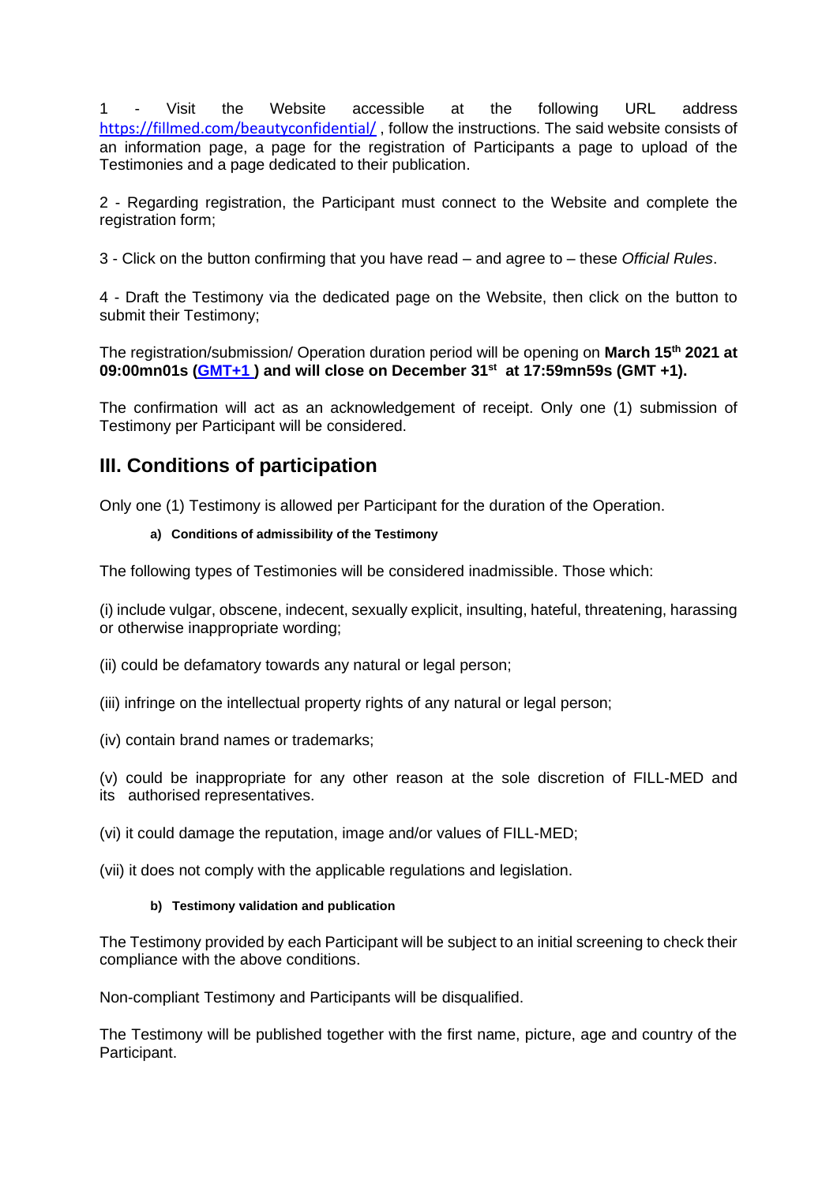1 - Visit the Website accessible at the following URL address [https://fillmed.com/beautyconfidential/](https://fillmed.com/beautyconfidential/) , follow the instructions. The said website consists of an information page, a page for the registration of Participants a page to upload of the Testimonies and a page dedicated to their publication.

2 - Regarding registration, the Participant must connect to the Website and complete the registration form;

3 - Click on the button confirming that you have read – and agree to – these *Official Rules*.

4 - Draft the Testimony via the dedicated page on the Website, then click on the button to submit their Testimony;

The registration/submission/ Operation duration period will be opening on **March 15th 2021 at 09:00mn01s ([GMT+1](GMT+1) ) and will close on December 31st at 17:59mn59s (GMT +1).**

The confirmation will act as an acknowledgement of receipt. Only one (1) submission of Testimony per Participant will be considered.

## III. Conditions of participation

Only one (1) Testimony is allowed per Participant for the duration of the Operation.

#### a) Conditions of admissibility of the Testimony

The following types of Testimonies will be considered inadmissible. Those which:

(i) include vulgar, obscene, indecent, sexually explicit, insulting, hateful, threatening, harassing or otherwise inappropriate wording;

(ii) could be defamatory towards any natural or legal person;

(iii) infringe on the intellectual property rights of any natural or legal person;

(iv) contain brand names or trademarks;

(v) could be inappropriate for any other reason at the sole discretion of FILL-MED and its authorised representatives.

(vi) it could damage the reputation, image and/or values of FILL-MED;

(vii) it does not comply with the applicable regulations and legislation.

#### b) Testimony validation and publication

The Testimony provided by each Participant will be subject to an initial screening to check their compliance with the above conditions.

Non-compliant Testimony and Participants will be disqualified.

The Testimony will be published together with the first name, picture, age and country of the Participant.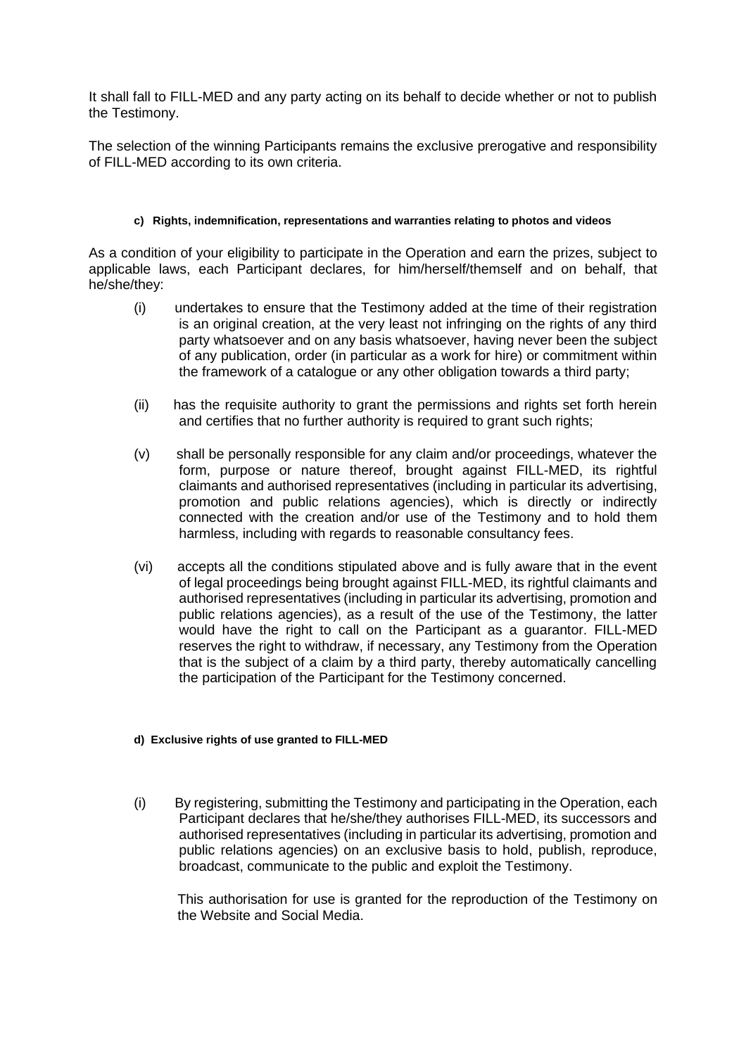It shall fall to FILL-MED and any party acting on its behalf to decide whether or not to publish the Testimony.

The selection of the winning Participants remains the exclusive prerogative and responsibility of FILL-MED according to its own criteria.

#### c) Rights, indemnification, representations and warranties relating to photos and videos

As a condition of your eligibility to participate in the Operation and earn the prizes, subject to applicable laws, each Participant declares, for him/herself/themself and on behalf, that he/she/they:

(i) undertakes to ensure that the Testimony added at the time of their registration is an original creation, at the very least not infringing on the rights of any third party whatsoever and on any basis whatsoever, having never been the subject of any publication, order (in particular as a work for hire) or commitment within the framework of a catalogue or any other obligation towards a third party;

(ii) has the requisite authority to grant the permissions and rights set forth herein and certifies that no further authority is required to grant such rights;

(v) shall be personally responsible for any claim and/or proceedings, whatever the form, purpose or nature thereof, brought against FILL-MED, its rightful claimants and authorised representatives (including in particular its advertising, promotion and public relations agencies), which is directly or indirectly connected with the creation and/or use of the Testimony and to hold them harmless, including with regards to reasonable consultancy fees.

(vi) accepts all the conditions stipulated above and is fully aware that in the event of legal proceedings being brought against FILL-MED, its rightful claimants and authorised representatives (including in particular its advertising, promotion and public relations agencies), as a result of the use of the Testimony, the latter would have the right to call on the Participant as a guarantor. FILL-MED reserves the right to withdraw, if necessary, any Testimony from the Operation that is the subject of a claim by a third party, thereby automatically cancelling the participation of the Participant for the Testimony concerned.

#### d) Exclusive rights of use granted to FILL-MED

(i) By registering, submitting the Testimony and participating in the Operation, each Participant declares that he/she/they authorises FILL-MED, its successors and authorised representatives (including in particular its advertising, promotion and public relations agencies) on an exclusive basis to hold, publish, reproduce, broadcast, communicate to the public and exploit the Testimony.

This authorisation for use is granted for the reproduction of the Testimony on the Website and Social Media.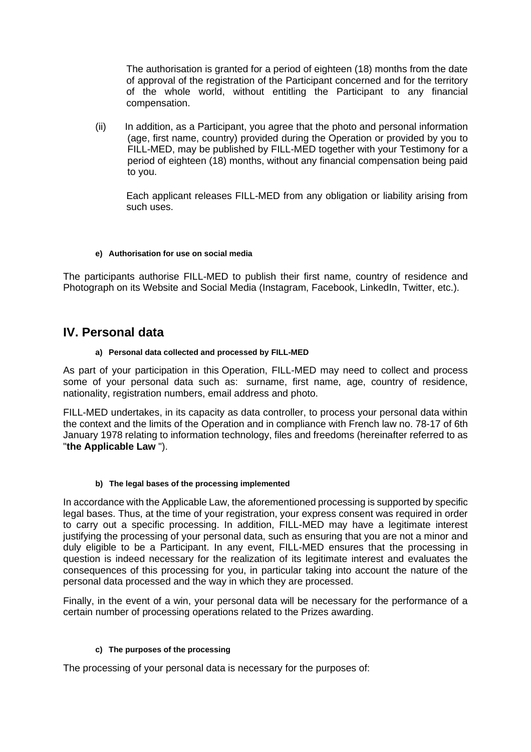The authorisation is granted for a period of eighteen (18) months from the date of approval of the registration of the Participant concerned and for the territory of the whole world, without entitling the Participant to any financial compensation.

(ii) In addition, as a Participant, you agree that the photo and personal information (age, first name, country) provided during the Operation or provided by you to FILL-MED, may be published by FILL-MED together with your Testimony for a period of eighteen (18) months, without any financial compensation being paid to you.

Each applicant releases FILL-MED from any obligation or liability arising from such uses.

#### e) Authorisation for use on social media

The participants authorise FILL-MED to publish their first name, country of residence and Photograph on its Website and Social Media (Instagram, Facebook, LinkedIn, Twitter, etc.).

## IV. Personal data

#### a) Personal data collected and processed by FILL-MED

As part of your participation in this Operation, FILL-MED may need to collect and process some of your personal data such as: surname, first name, age, country of residence, nationality, registration numbers, email address and photo.

FILL-MED undertakes, in its capacity as data controller, to process your personal data within the context and the limits of the Operation and in compliance with French law no. 78-17 of 6th January 1978 relating to information technology, files and freedoms (hereinafter referred to as "**the Applicable Law** ").

#### b) The legal bases of the processing implemented

In accordance with the Applicable Law, the aforementioned processing is supported by specific legal bases. Thus, at the time of your registration, your express consent was required in order to carry out a specific processing. In addition, FILL-MED may have a legitimate interest justifying the processing of your personal data, such as ensuring that you are not a minor and duly eligible to be a Participant. In any event, FILL-MED ensures that the processing in question is indeed necessary for the realization of its legitimate interest and evaluates the consequences of this processing for you, in particular taking into account the nature of the personal data processed and the way in which they are processed.

Finally, in the event of a win, your personal data will be necessary for the performance of a certain number of processing operations related to the Prizes awarding.

#### c) The purposes of the processing

The processing of your personal data is necessary for the purposes of: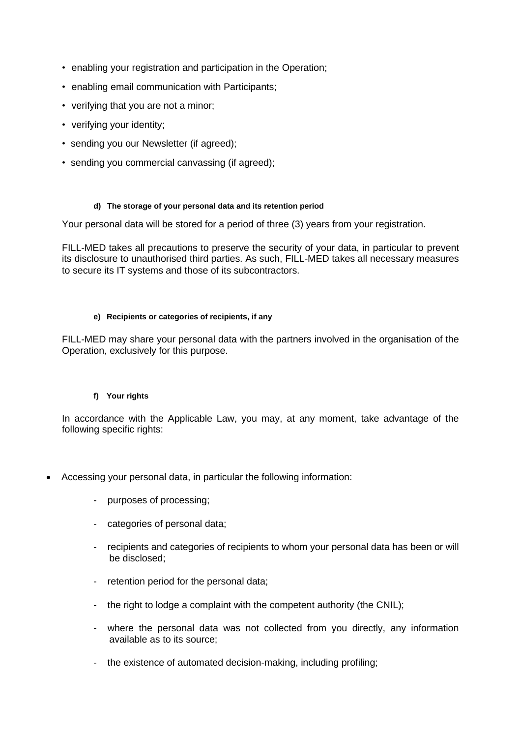- enabling your registration and participation in the Operation;
- enabling email communication with Participants;
- verifying that you are not a minor;
- verifying your identity;
- sending you our Newsletter (if agreed);
- sending you commercial canvassing (if agreed);

#### d) The storage of your personal data and its retention period

Your personal data will be stored for a period of three (3) years from your registration.

FILL-MED takes all precautions to preserve the security of your data, in particular to prevent its disclosure to unauthorised third parties. As such, FILL-MED takes all necessary measures to secure its IT systems and those of its subcontractors.

#### e) Recipients or categories of recipients, if any

FILL-MED may share your personal data with the partners involved in the organisation of the Operation, exclusively for this purpose.

#### f) Your rights

In accordance with the Applicable Law, you may, at any moment, take advantage of the following specific rights:

- Accessing your personal data, in particular the following information:
  - purposes of processing;
  - categories of personal data;
  - recipients and categories of recipients to whom your personal data has been or will be disclosed;
  - retention period for the personal data;
  - the right to lodge a complaint with the competent authority (the CNIL);
  - where the personal data was not collected from you directly, any information available as to its source;
  - the existence of automated decision-making, including profiling;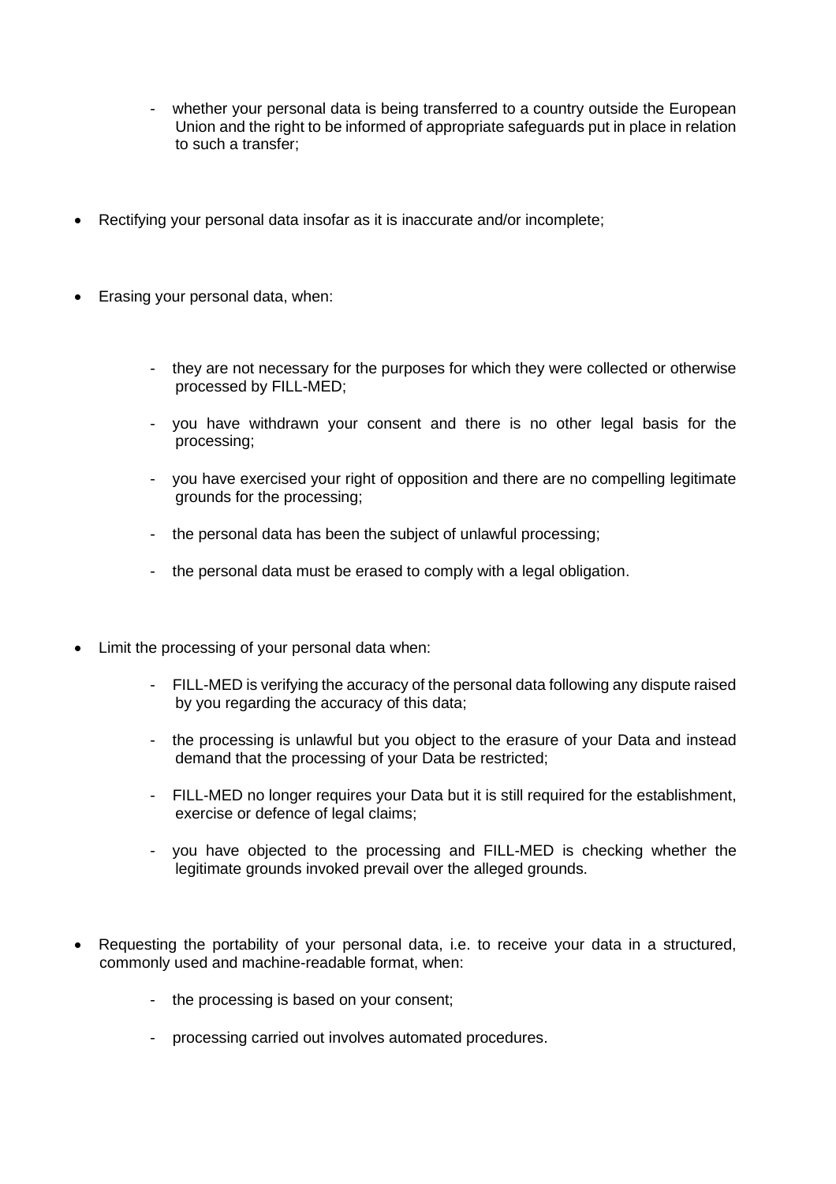- whether your personal data is being transferred to a country outside the European Union and the right to be informed of appropriate safeguards put in place in relation to such a transfer;

- Rectifying your personal data insofar as it is inaccurate and/or incomplete;

- Erasing your personal data, when:

  - they are not necessary for the purposes for which they were collected or otherwise processed by FILL-MED;
  - you have withdrawn your consent and there is no other legal basis for the processing;
  - you have exercised your right of opposition and there are no compelling legitimate grounds for the processing;
  - the personal data has been the subject of unlawful processing;
  - the personal data must be erased to comply with a legal obligation.

- Limit the processing of your personal data when:

  - FILL-MED is verifying the accuracy of the personal data following any dispute raised by you regarding the accuracy of this data;
  - the processing is unlawful but you object to the erasure of your Data and instead demand that the processing of your Data be restricted;
  - FILL-MED no longer requires your Data but it is still required for the establishment, exercise or defence of legal claims;
  - you have objected to the processing and FILL-MED is checking whether the legitimate grounds invoked prevail over the alleged grounds.

- Requesting the portability of your personal data, i.e. to receive your data in a structured, commonly used and machine-readable format, when:

  - the processing is based on your consent;
  - processing carried out involves automated procedures.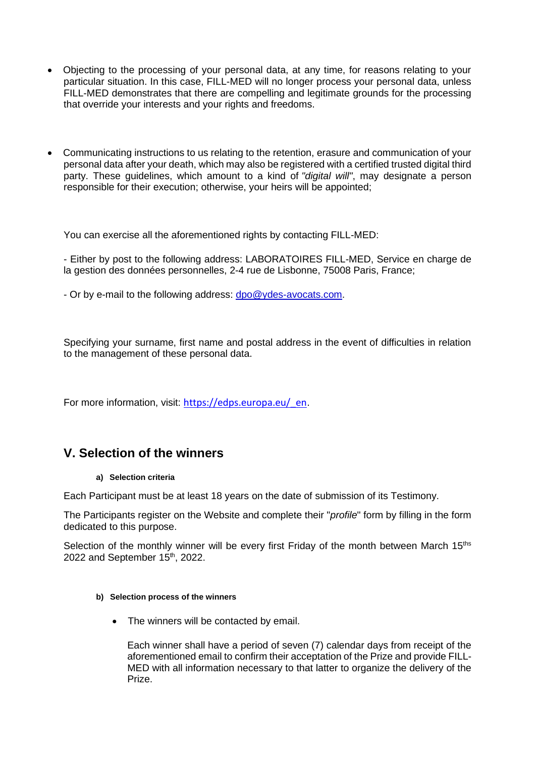- Objecting to the processing of your personal data, at any time, for reasons relating to your particular situation. In this case, FILL-MED will no longer process your personal data, unless FILL-MED demonstrates that there are compelling and legitimate grounds for the processing that override your interests and your rights and freedoms.

- Communicating instructions to us relating to the retention, erasure and communication of your personal data after your death, which may also be registered with a certified trusted digital third party. These guidelines, which amount to a kind of *"digital will"*, may designate a person responsible for their execution; otherwise, your heirs will be appointed;

You can exercise all the aforementioned rights by contacting FILL-MED:

- Either by post to the following address: LABORATOIRES FILL-MED, Service en charge de la gestion des données personnelles, 2-4 rue de Lisbonne, 75008 Paris, France;

- Or by e-mail to the following address: dpo@ydes-avocats.com.

Specifying your surname, first name and postal address in the event of difficulties in relation to the management of these personal data.

For more information, visit: https://edps.europa.eu/_en.

## V. Selection of the winners

#### a) Selection criteria

Each Participant must be at least 18 years on the date of submission of its Testimony.

The Participants register on the Website and complete their "*profile*" form by filling in the form dedicated to this purpose.

Selection of the monthly winner will be every first Friday of the month between March 15ths 2022 and September 15th, 2022.

#### b) Selection process of the winners

- The winners will be contacted by email.

  Each winner shall have a period of seven (7) calendar days from receipt of the aforementioned email to confirm their acceptation of the Prize and provide FILL-MED with all information necessary to that latter to organize the delivery of the Prize.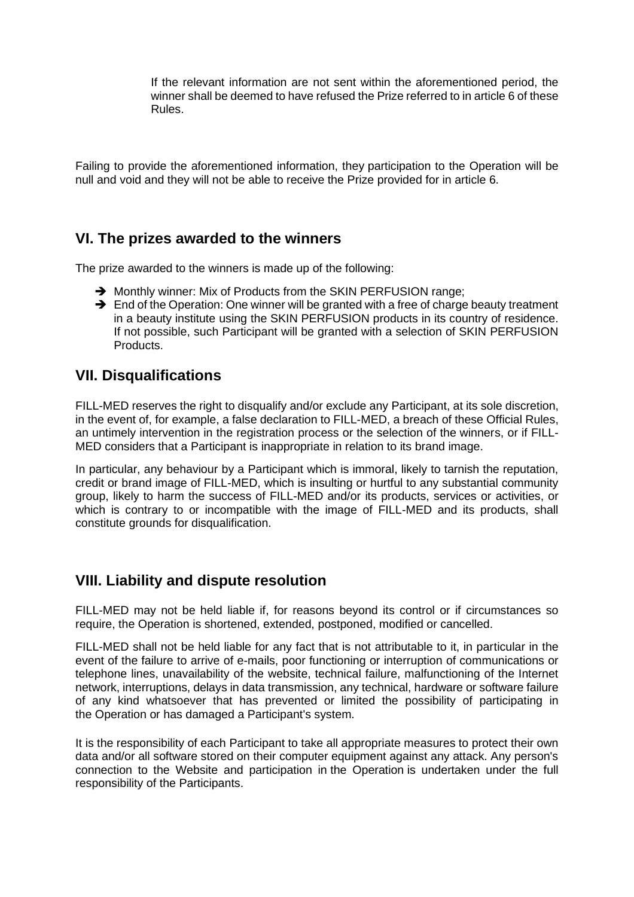If the relevant information are not sent within the aforementioned period, the winner shall be deemed to have refused the Prize referred to in article 6 of these Rules.

Failing to provide the aforementioned information, they participation to the Operation will be null and void and they will not be able to receive the Prize provided for in article 6.

## VI. The prizes awarded to the winners

The prize awarded to the winners is made up of the following:

- Monthly winner: Mix of Products from the SKIN PERFUSION range;
- End of the Operation: One winner will be granted with a free of charge beauty treatment in a beauty institute using the SKIN PERFUSION products in its country of residence. If not possible, such Participant will be granted with a selection of SKIN PERFUSION Products.

## VII. Disqualifications

FILL-MED reserves the right to disqualify and/or exclude any Participant, at its sole discretion, in the event of, for example, a false declaration to FILL-MED, a breach of these Official Rules, an untimely intervention in the registration process or the selection of the winners, or if FILL-MED considers that a Participant is inappropriate in relation to its brand image.

In particular, any behaviour by a Participant which is immoral, likely to tarnish the reputation, credit or brand image of FILL-MED, which is insulting or hurtful to any substantial community group, likely to harm the success of FILL-MED and/or its products, services or activities, or which is contrary to or incompatible with the image of FILL-MED and its products, shall constitute grounds for disqualification.

## VIII. Liability and dispute resolution

FILL-MED may not be held liable if, for reasons beyond its control or if circumstances so require, the Operation is shortened, extended, postponed, modified or cancelled.

FILL-MED shall not be held liable for any fact that is not attributable to it, in particular in the event of the failure to arrive of e-mails, poor functioning or interruption of communications or telephone lines, unavailability of the website, technical failure, malfunctioning of the Internet network, interruptions, delays in data transmission, any technical, hardware or software failure of any kind whatsoever that has prevented or limited the possibility of participating in the Operation or has damaged a Participant's system.

It is the responsibility of each Participant to take all appropriate measures to protect their own data and/or all software stored on their computer equipment against any attack. Any person's connection to the Website and participation in the Operation is undertaken under the full responsibility of the Participants.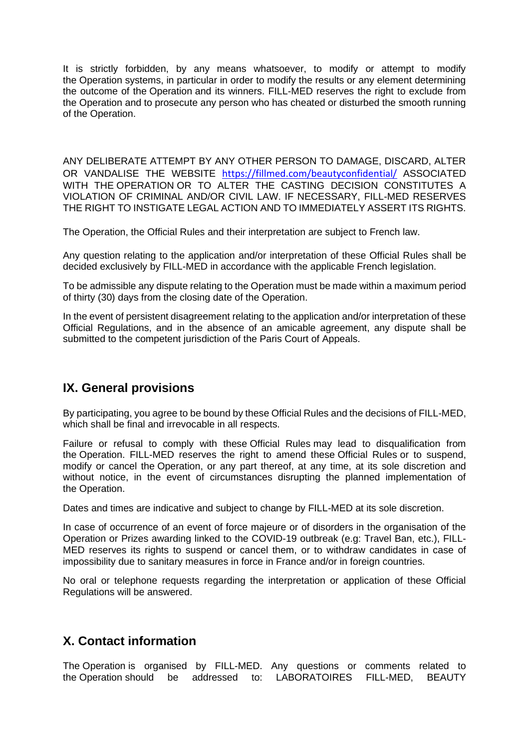It is strictly forbidden, by any means whatsoever, to modify or attempt to modify the Operation systems, in particular in order to modify the results or any element determining the outcome of the Operation and its winners. FILL-MED reserves the right to exclude from the Operation and to prosecute any person who has cheated or disturbed the smooth running of the Operation.

ANY DELIBERATE ATTEMPT BY ANY OTHER PERSON TO DAMAGE, DISCARD, ALTER OR VANDALISE THE WEBSITE https://fillmed.com/beautyconfidential/ ASSOCIATED WITH THE OPERATION OR TO ALTER THE CASTING DECISION CONSTITUTES A VIOLATION OF CRIMINAL AND/OR CIVIL LAW. IF NECESSARY, FILL-MED RESERVES THE RIGHT TO INSTIGATE LEGAL ACTION AND TO IMMEDIATELY ASSERT ITS RIGHTS.

The Operation, the Official Rules and their interpretation are subject to French law.

Any question relating to the application and/or interpretation of these Official Rules shall be decided exclusively by FILL-MED in accordance with the applicable French legislation.

To be admissible any dispute relating to the Operation must be made within a maximum period of thirty (30) days from the closing date of the Operation.

In the event of persistent disagreement relating to the application and/or interpretation of these Official Regulations, and in the absence of an amicable agreement, any dispute shall be submitted to the competent jurisdiction of the Paris Court of Appeals.

## IX. General provisions

By participating, you agree to be bound by these Official Rules and the decisions of FILL-MED, which shall be final and irrevocable in all respects.

Failure or refusal to comply with these Official Rules may lead to disqualification from the Operation. FILL-MED reserves the right to amend these Official Rules or to suspend, modify or cancel the Operation, or any part thereof, at any time, at its sole discretion and without notice, in the event of circumstances disrupting the planned implementation of the Operation.

Dates and times are indicative and subject to change by FILL-MED at its sole discretion.

In case of occurrence of an event of force majeure or of disorders in the organisation of the Operation or Prizes awarding linked to the COVID-19 outbreak (e.g: Travel Ban, etc.), FILL-MED reserves its rights to suspend or cancel them, or to withdraw candidates in case of impossibility due to sanitary measures in force in France and/or in foreign countries.

No oral or telephone requests regarding the interpretation or application of these Official Regulations will be answered.

## X. Contact information

The Operation is organised by FILL-MED. Any questions or comments related to the Operation should be addressed to: LABORATOIRES FILL-MED, BEAUTY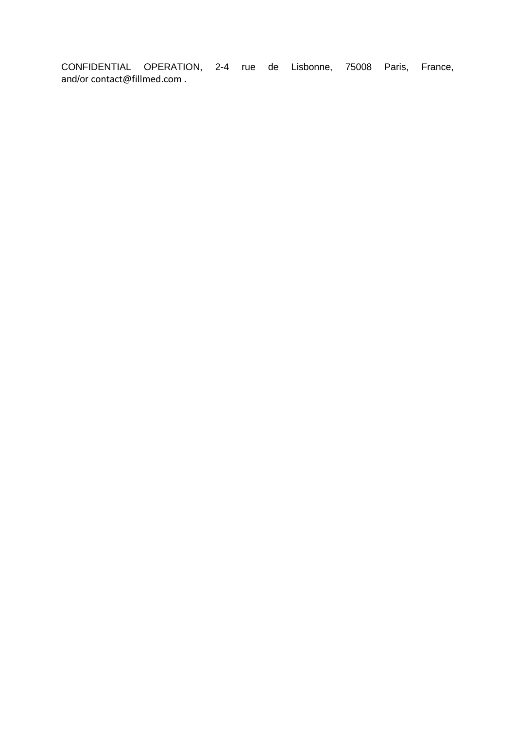CONFIDENTIAL OPERATION, 2-4 rue de Lisbonne, 75008 Paris, France, and/or contact@fillmed.com .